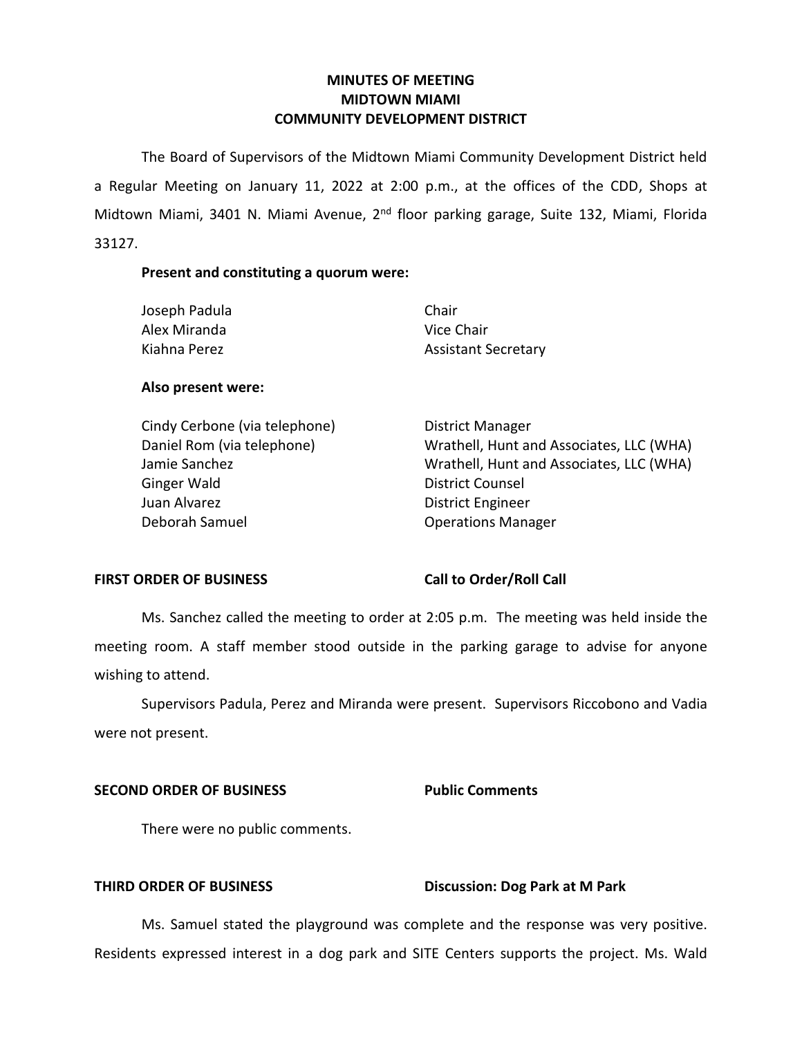# MINUTES OF MEETING
# MIDTOWN MIAMI
# COMMUNITY DEVELOPMENT DISTRICT

The Board of Supervisors of the Midtown Miami Community Development District held a Regular Meeting on January 11, 2022 at 2:00 p.m., at the offices of the CDD, Shops at Midtown Miami, 3401 N. Miami Avenue, 2nd floor parking garage, Suite 132, Miami, Florida 33127.

**Present and constituting a quorum were:**

| | |
|---|---|
| Joseph Padula | Chair |
| Alex Miranda | Vice Chair |
| Kiahna Perez | Assistant Secretary |

**Also present were:**

| | |
|---|---|
| Cindy Cerbone (via telephone) | District Manager |
| Daniel Rom (via telephone) | Wrathell, Hunt and Associates, LLC (WHA) |
| Jamie Sanchez | Wrathell, Hunt and Associates, LLC (WHA) |
| Ginger Wald | District Counsel |
| Juan Alvarez | District Engineer |
| Deborah Samuel | Operations Manager |

**FIRST ORDER OF BUSINESS** **Call to Order/Roll Call**

Ms. Sanchez called the meeting to order at 2:05 p.m. The meeting was held inside the meeting room. A staff member stood outside in the parking garage to advise for anyone wishing to attend.

Supervisors Padula, Perez and Miranda were present. Supervisors Riccobono and Vadia were not present.

**SECOND ORDER OF BUSINESS** **Public Comments**

There were no public comments.

**THIRD ORDER OF BUSINESS** **Discussion: Dog Park at M Park**

Ms. Samuel stated the playground was complete and the response was very positive. Residents expressed interest in a dog park and SITE Centers supports the project. Ms. Wald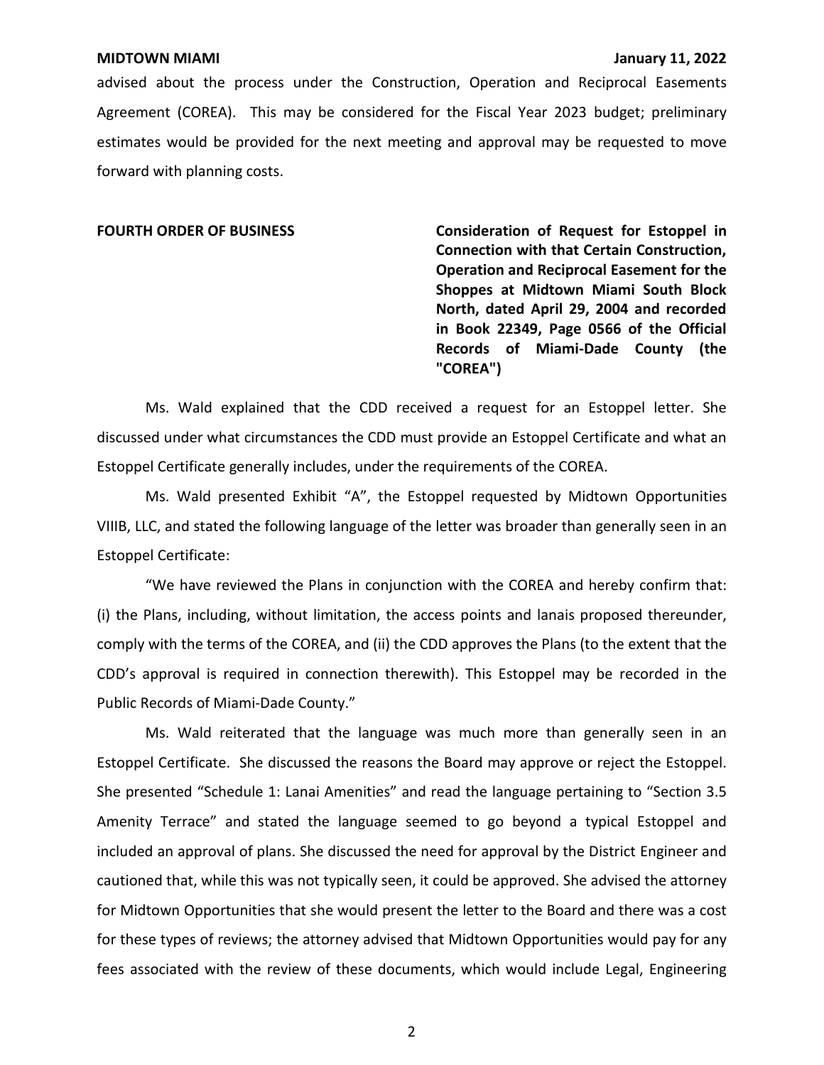advised about the process under the Construction, Operation and Reciprocal Easements Agreement (COREA). This may be considered for the Fiscal Year 2023 budget; preliminary estimates would be provided for the next meeting and approval may be requested to move forward with planning costs.

**FOURTH ORDER OF BUSINESS** **Consideration of Request for Estoppel in Connection with that Certain Construction, Operation and Reciprocal Easement for the Shoppes at Midtown Miami South Block North, dated April 29, 2004 and recorded in Book 22349, Page 0566 of the Official Records of Miami-Dade County (the "COREA")**

Ms. Wald explained that the CDD received a request for an Estoppel letter. She discussed under what circumstances the CDD must provide an Estoppel Certificate and what an Estoppel Certificate generally includes, under the requirements of the COREA.

Ms. Wald presented Exhibit "A", the Estoppel requested by Midtown Opportunities VIIIB, LLC, and stated the following language of the letter was broader than generally seen in an Estoppel Certificate:

"We have reviewed the Plans in conjunction with the COREA and hereby confirm that: (i) the Plans, including, without limitation, the access points and lanais proposed thereunder, comply with the terms of the COREA, and (ii) the CDD approves the Plans (to the extent that the CDD's approval is required in connection therewith). This Estoppel may be recorded in the Public Records of Miami-Dade County."

Ms. Wald reiterated that the language was much more than generally seen in an Estoppel Certificate. She discussed the reasons the Board may approve or reject the Estoppel. She presented "Schedule 1: Lanai Amenities" and read the language pertaining to "Section 3.5 Amenity Terrace" and stated the language seemed to go beyond a typical Estoppel and included an approval of plans. She discussed the need for approval by the District Engineer and cautioned that, while this was not typically seen, it could be approved. She advised the attorney for Midtown Opportunities that she would present the letter to the Board and there was a cost for these types of reviews; the attorney advised that Midtown Opportunities would pay for any fees associated with the review of these documents, which would include Legal, Engineering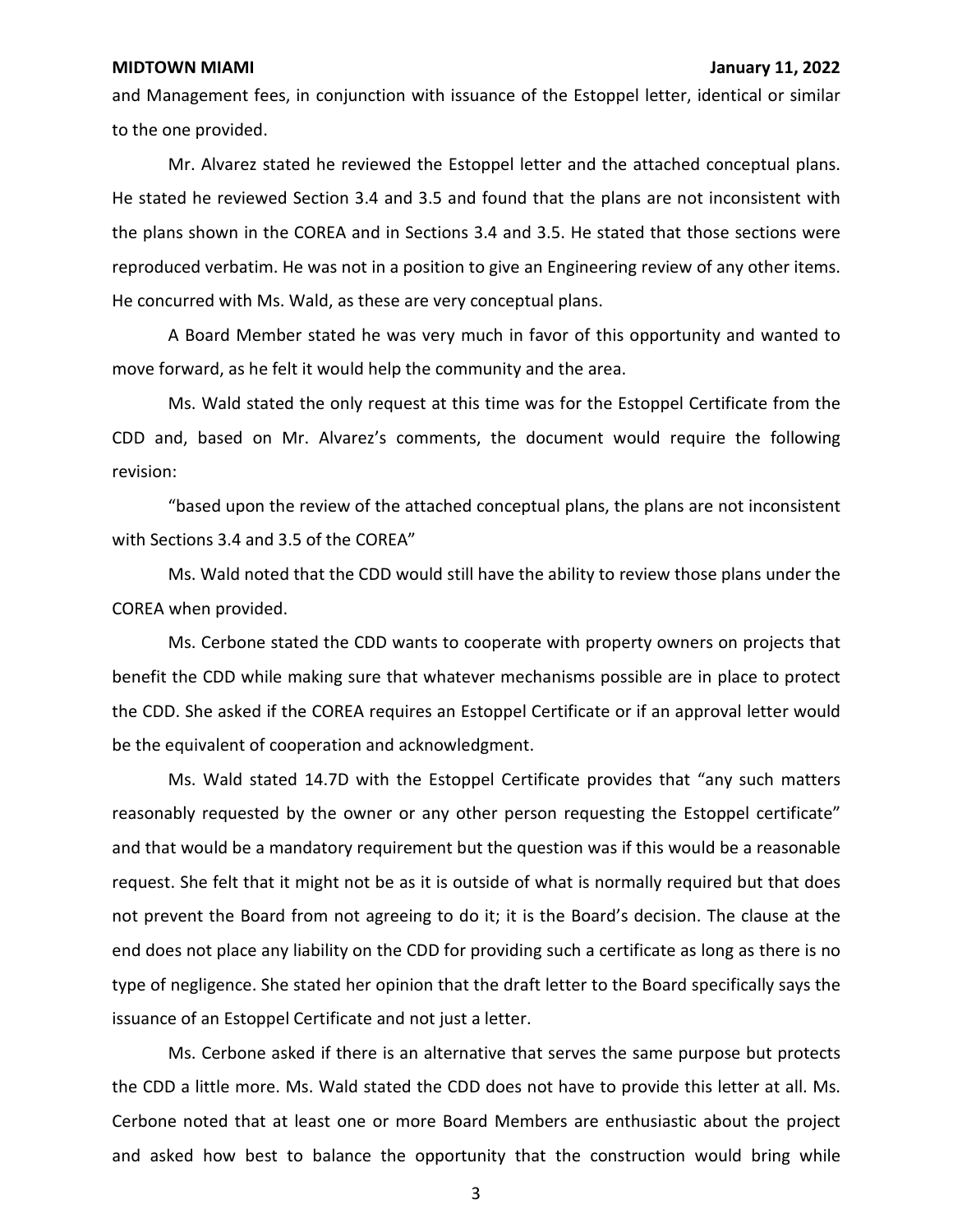and Management fees, in conjunction with issuance of the Estoppel letter, identical or similar to the one provided.

Mr. Alvarez stated he reviewed the Estoppel letter and the attached conceptual plans. He stated he reviewed Section 3.4 and 3.5 and found that the plans are not inconsistent with the plans shown in the COREA and in Sections 3.4 and 3.5. He stated that those sections were reproduced verbatim. He was not in a position to give an Engineering review of any other items. He concurred with Ms. Wald, as these are very conceptual plans.

A Board Member stated he was very much in favor of this opportunity and wanted to move forward, as he felt it would help the community and the area.

Ms. Wald stated the only request at this time was for the Estoppel Certificate from the CDD and, based on Mr. Alvarez's comments, the document would require the following revision:

"based upon the review of the attached conceptual plans, the plans are not inconsistent with Sections 3.4 and 3.5 of the COREA"

Ms. Wald noted that the CDD would still have the ability to review those plans under the COREA when provided.

Ms. Cerbone stated the CDD wants to cooperate with property owners on projects that benefit the CDD while making sure that whatever mechanisms possible are in place to protect the CDD. She asked if the COREA requires an Estoppel Certificate or if an approval letter would be the equivalent of cooperation and acknowledgment.

Ms. Wald stated 14.7D with the Estoppel Certificate provides that "any such matters reasonably requested by the owner or any other person requesting the Estoppel certificate" and that would be a mandatory requirement but the question was if this would be a reasonable request. She felt that it might not be as it is outside of what is normally required but that does not prevent the Board from not agreeing to do it; it is the Board's decision. The clause at the end does not place any liability on the CDD for providing such a certificate as long as there is no type of negligence. She stated her opinion that the draft letter to the Board specifically says the issuance of an Estoppel Certificate and not just a letter.

Ms. Cerbone asked if there is an alternative that serves the same purpose but protects the CDD a little more. Ms. Wald stated the CDD does not have to provide this letter at all. Ms. Cerbone noted that at least one or more Board Members are enthusiastic about the project and asked how best to balance the opportunity that the construction would bring while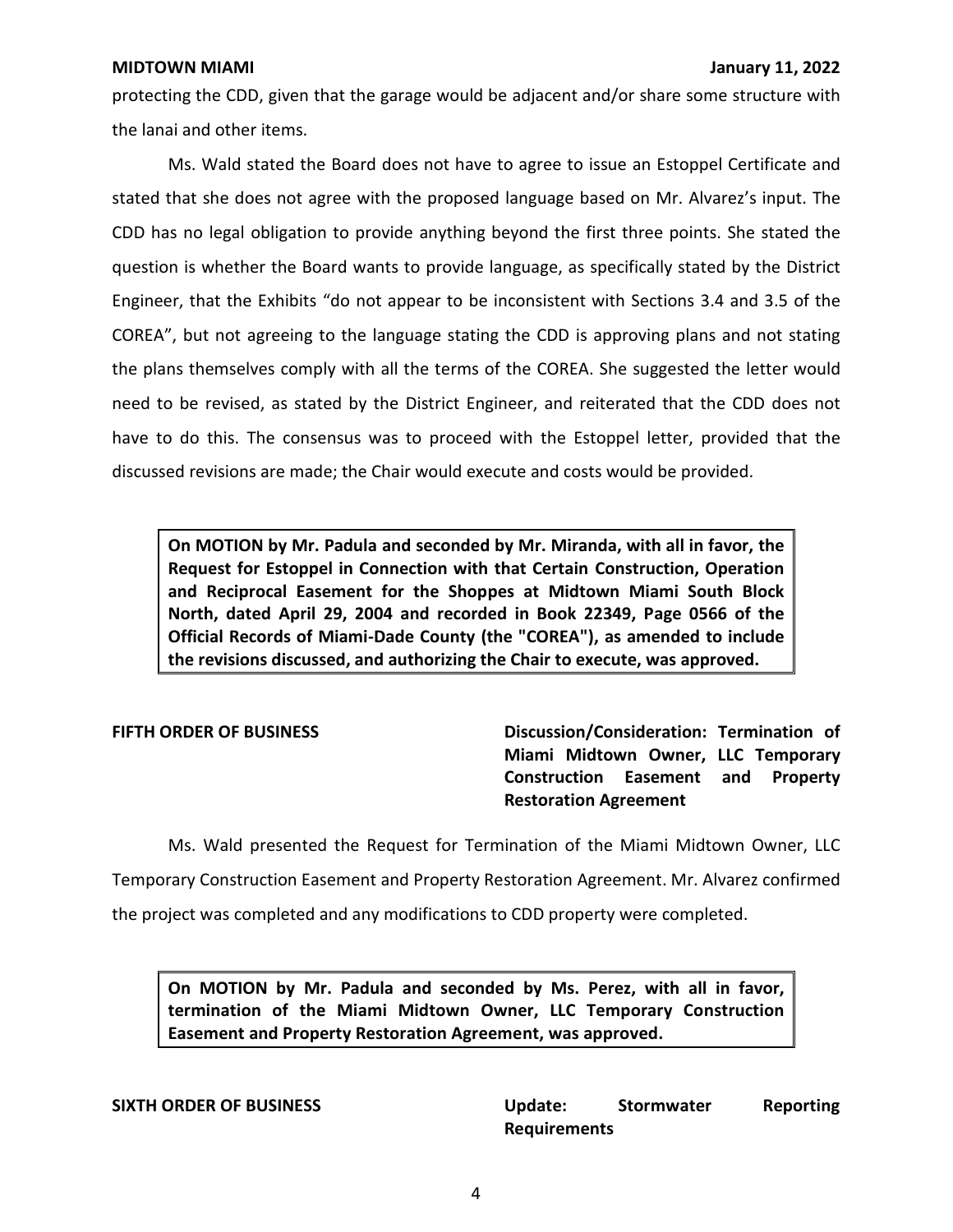protecting the CDD, given that the garage would be adjacent and/or share some structure with the lanai and other items.

Ms. Wald stated the Board does not have to agree to issue an Estoppel Certificate and stated that she does not agree with the proposed language based on Mr. Alvarez's input. The CDD has no legal obligation to provide anything beyond the first three points. She stated the question is whether the Board wants to provide language, as specifically stated by the District Engineer, that the Exhibits "do not appear to be inconsistent with Sections 3.4 and 3.5 of the COREA", but not agreeing to the language stating the CDD is approving plans and not stating the plans themselves comply with all the terms of the COREA. She suggested the letter would need to be revised, as stated by the District Engineer, and reiterated that the CDD does not have to do this. The consensus was to proceed with the Estoppel letter, provided that the discussed revisions are made; the Chair would execute and costs would be provided.

> **On MOTION by Mr. Padula and seconded by Mr. Miranda, with all in favor, the Request for Estoppel in Connection with that Certain Construction, Operation and Reciprocal Easement for the Shoppes at Midtown Miami South Block North, dated April 29, 2004 and recorded in Book 22349, Page 0566 of the Official Records of Miami-Dade County (the "COREA"), as amended to include the revisions discussed, and authorizing the Chair to execute, was approved.**

**FIFTH ORDER OF BUSINESS** — **Discussion/Consideration: Termination of Miami Midtown Owner, LLC Temporary Construction Easement and Property Restoration Agreement**

Ms. Wald presented the Request for Termination of the Miami Midtown Owner, LLC Temporary Construction Easement and Property Restoration Agreement. Mr. Alvarez confirmed the project was completed and any modifications to CDD property were completed.

> **On MOTION by Mr. Padula and seconded by Ms. Perez, with all in favor, termination of the Miami Midtown Owner, LLC Temporary Construction Easement and Property Restoration Agreement, was approved.**

**SIXTH ORDER OF BUSINESS** — **Update: Stormwater Reporting Requirements**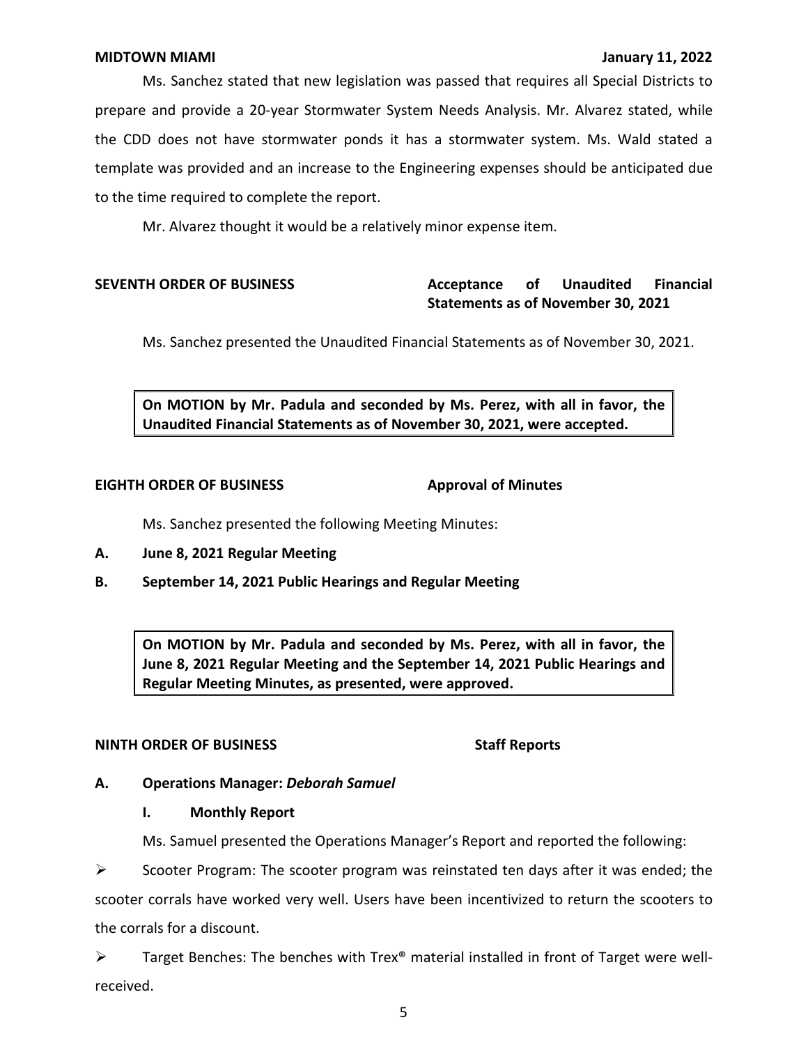Ms. Sanchez stated that new legislation was passed that requires all Special Districts to prepare and provide a 20-year Stormwater System Needs Analysis. Mr. Alvarez stated, while the CDD does not have stormwater ponds it has a stormwater system. Ms. Wald stated a template was provided and an increase to the Engineering expenses should be anticipated due to the time required to complete the report.

Mr. Alvarez thought it would be a relatively minor expense item.

**SEVENTH ORDER OF BUSINESS** **Acceptance of Unaudited Financial Statements as of November 30, 2021**

Ms. Sanchez presented the Unaudited Financial Statements as of November 30, 2021.

> **On MOTION by Mr. Padula and seconded by Ms. Perez, with all in favor, the Unaudited Financial Statements as of November 30, 2021, were accepted.**

**EIGHTH ORDER OF BUSINESS** **Approval of Minutes**

Ms. Sanchez presented the following Meeting Minutes:

**A. June 8, 2021 Regular Meeting**

**B. September 14, 2021 Public Hearings and Regular Meeting**

> **On MOTION by Mr. Padula and seconded by Ms. Perez, with all in favor, the June 8, 2021 Regular Meeting and the September 14, 2021 Public Hearings and Regular Meeting Minutes, as presented, were approved.**

**NINTH ORDER OF BUSINESS** **Staff Reports**

**A. Operations Manager:** ***Deborah Samuel***

**I. Monthly Report**

Ms. Samuel presented the Operations Manager's Report and reported the following:

- Scooter Program: The scooter program was reinstated ten days after it was ended; the scooter corrals have worked very well. Users have been incentivized to return the scooters to the corrals for a discount.
- Target Benches: The benches with Trex® material installed in front of Target were well-received.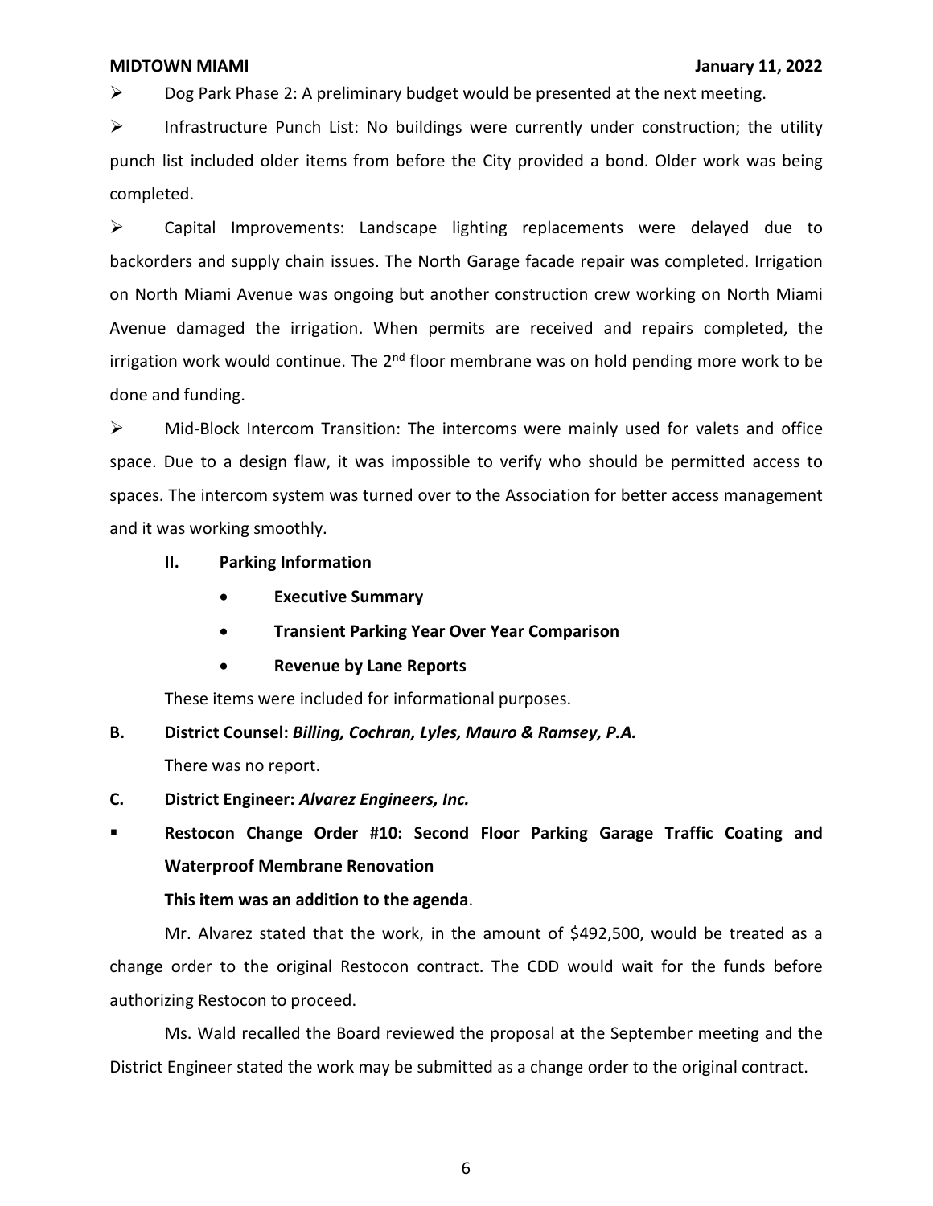- Dog Park Phase 2: A preliminary budget would be presented at the next meeting.
- Infrastructure Punch List: No buildings were currently under construction; the utility punch list included older items from before the City provided a bond. Older work was being completed.
- Capital Improvements: Landscape lighting replacements were delayed due to backorders and supply chain issues. The North Garage facade repair was completed. Irrigation on North Miami Avenue was ongoing but another construction crew working on North Miami Avenue damaged the irrigation. When permits are received and repairs completed, the irrigation work would continue. The 2nd floor membrane was on hold pending more work to be done and funding.
- Mid-Block Intercom Transition: The intercoms were mainly used for valets and office space. Due to a design flaw, it was impossible to verify who should be permitted access to spaces. The intercom system was turned over to the Association for better access management and it was working smoothly.

**II. Parking Information**

- **Executive Summary**
- **Transient Parking Year Over Year Comparison**
- **Revenue by Lane Reports**

These items were included for informational purposes.

**B. District Counsel:** ***Billing, Cochran, Lyles, Mauro & Ramsey, P.A.***

There was no report.

**C. District Engineer:** ***Alvarez Engineers, Inc.***

- **Restocon Change Order #10: Second Floor Parking Garage Traffic Coating and Waterproof Membrane Renovation**

**This item was an addition to the agenda**.

Mr. Alvarez stated that the work, in the amount of $492,500, would be treated as a change order to the original Restocon contract. The CDD would wait for the funds before authorizing Restocon to proceed.

Ms. Wald recalled the Board reviewed the proposal at the September meeting and the District Engineer stated the work may be submitted as a change order to the original contract.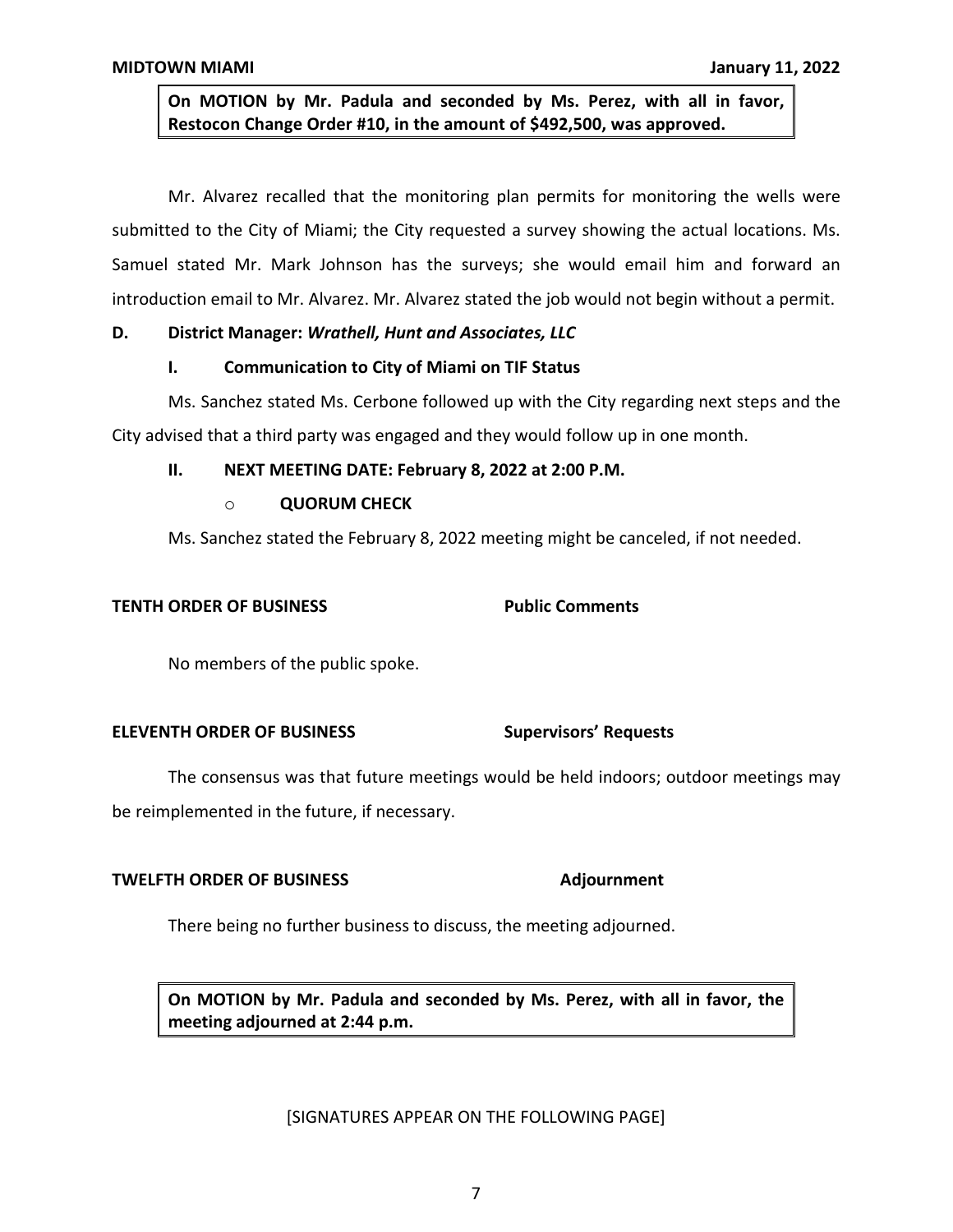**On MOTION by Mr. Padula and seconded by Ms. Perez, with all in favor, Restocon Change Order #10, in the amount of $492,500, was approved.**

Mr. Alvarez recalled that the monitoring plan permits for monitoring the wells were submitted to the City of Miami; the City requested a survey showing the actual locations. Ms. Samuel stated Mr. Mark Johnson has the surveys; she would email him and forward an introduction email to Mr. Alvarez. Mr. Alvarez stated the job would not begin without a permit.

**D. District Manager: *Wrathell, Hunt and Associates, LLC***

**I. Communication to City of Miami on TIF Status**

Ms. Sanchez stated Ms. Cerbone followed up with the City regarding next steps and the City advised that a third party was engaged and they would follow up in one month.

**II. NEXT MEETING DATE: February 8, 2022 at 2:00 P.M.**

- **QUORUM CHECK**

Ms. Sanchez stated the February 8, 2022 meeting might be canceled, if not needed.

**TENTH ORDER OF BUSINESS** **Public Comments**

No members of the public spoke.

**ELEVENTH ORDER OF BUSINESS** **Supervisors' Requests**

The consensus was that future meetings would be held indoors; outdoor meetings may be reimplemented in the future, if necessary.

**TWELFTH ORDER OF BUSINESS** **Adjournment**

There being no further business to discuss, the meeting adjourned.

**On MOTION by Mr. Padula and seconded by Ms. Perez, with all in favor, the meeting adjourned at 2:44 p.m.**

[SIGNATURES APPEAR ON THE FOLLOWING PAGE]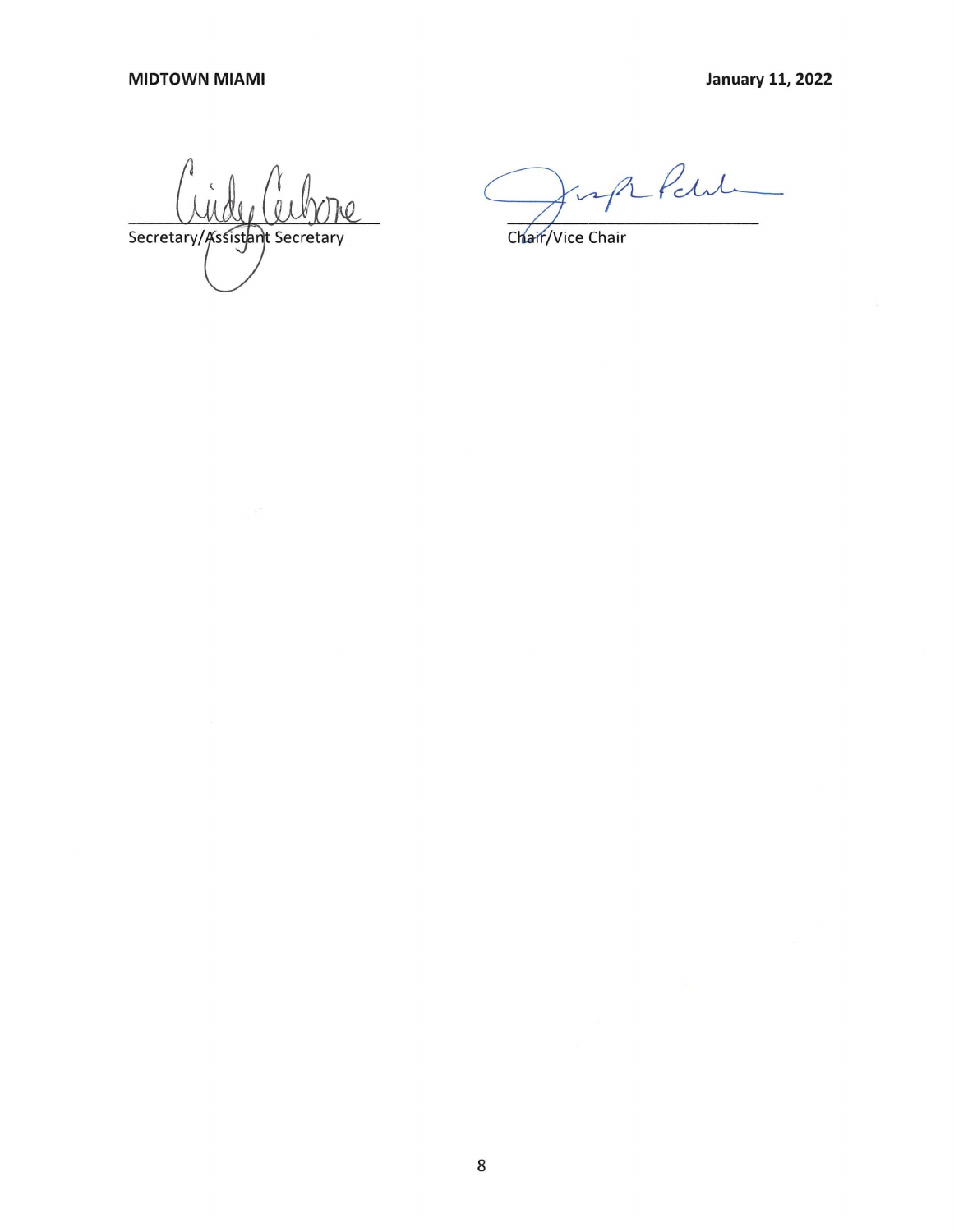Secretary/Assistant Secretary

Chair/Vice Chair